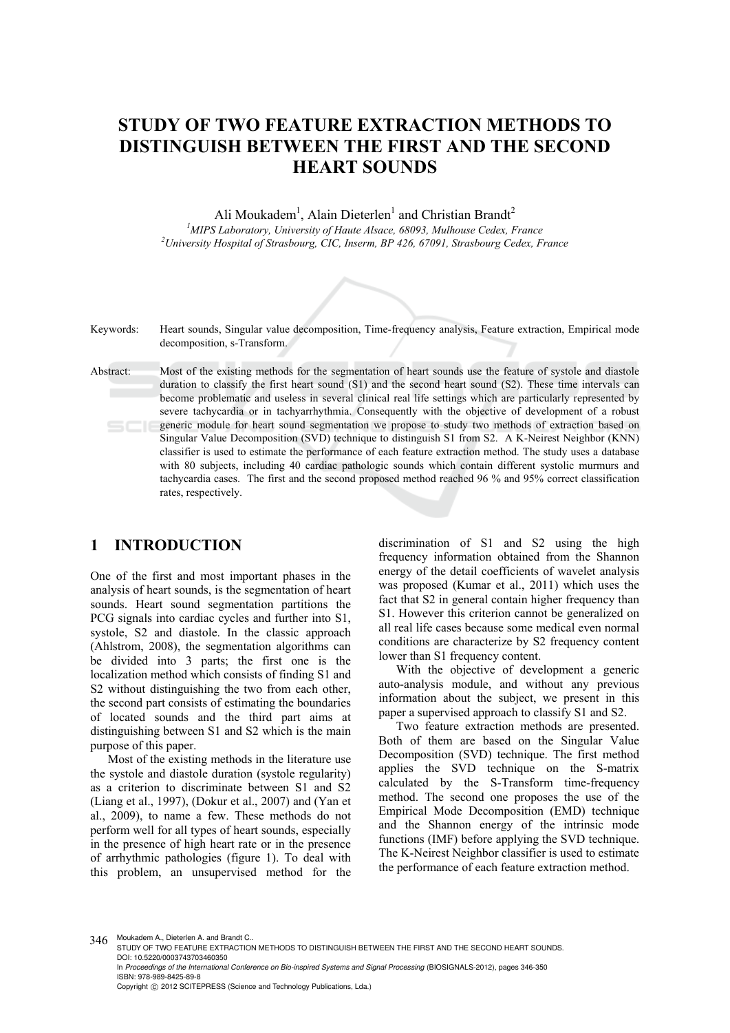# STUDY OF TWO FEATURE EXTRACTION METHODS TO DISTINGUISH BETWEEN THE FIRST AND THE SECOND HEART SOUNDS

Ali Moukadem[1], Alain Dieterlen[1] and Christian Brandt[2]

[1]*MIPS Laboratory, University of Haute Alsace, 68093, Mulhouse Cedex, France*
[2]*University Hospital of Strasbourg, CIC, Inserm, BP 426, 67091, Strasbourg Cedex, France*

Keywords: Heart sounds, Singular value decomposition, Time-frequency analysis, Feature extraction, Empirical mode decomposition, s-Transform.

Abstract: Most of the existing methods for the segmentation of heart sounds use the feature of systole and diastole duration to classify the first heart sound (S1) and the second heart sound (S2). These time intervals can become problematic and useless in several clinical real life settings which are particularly represented by severe tachycardia or in tachyarrhythmia. Consequently with the objective of development of a robust generic module for heart sound segmentation we propose to study two methods of extraction based on Singular Value Decomposition (SVD) technique to distinguish S1 from S2. A K-Neirest Neighbor (KNN) classifier is used to estimate the performance of each feature extraction method. The study uses a database with 80 subjects, including 40 cardiac pathologic sounds which contain different systolic murmurs and tachycardia cases. The first and the second proposed method reached 96 % and 95% correct classification rates, respectively.

## 1 INTRODUCTION

One of the first and most important phases in the analysis of heart sounds, is the segmentation of heart sounds. Heart sound segmentation partitions the PCG signals into cardiac cycles and further into S1, systole, S2 and diastole. In the classic approach (Ahlstrom, 2008), the segmentation algorithms can be divided into 3 parts; the first one is the localization method which consists of finding S1 and S2 without distinguishing the two from each other, the second part consists of estimating the boundaries of located sounds and the third part aims at distinguishing between S1 and S2 which is the main purpose of this paper.

Most of the existing methods in the literature use the systole and diastole duration (systole regularity) as a criterion to discriminate between S1 and S2 (Liang et al., 1997), (Dokur et al., 2007) and (Yan et al., 2009), to name a few. These methods do not perform well for all types of heart sounds, especially in the presence of high heart rate or in the presence of arrhythmic pathologies (figure 1). To deal with this problem, an unsupervised method for the discrimination of S1 and S2 using the high frequency information obtained from the Shannon energy of the detail coefficients of wavelet analysis was proposed (Kumar et al., 2011) which uses the fact that S2 in general contain higher frequency than S1. However this criterion cannot be generalized on all real life cases because some medical even normal conditions are characterize by S2 frequency content lower than S1 frequency content.

With the objective of development a generic auto-analysis module, and without any previous information about the subject, we present in this paper a supervised approach to classify S1 and S2.

Two feature extraction methods are presented. Both of them are based on the Singular Value Decomposition (SVD) technique. The first method applies the SVD technique on the S-matrix calculated by the S-Transform time-frequency method. The second one proposes the use of the Empirical Mode Decomposition (EMD) technique and the Shannon energy of the intrinsic mode functions (IMF) before applying the SVD technique. The K-Neirest Neighbor classifier is used to estimate the performance of each feature extraction method.

Moukadem A., Dieterlen A. and Brandt C..
STUDY OF TWO FEATURE EXTRACTION METHODS TO DISTINGUISH BETWEEN THE FIRST AND THE SECOND HEART SOUNDS.
DOI: 10.5220/0003743703460350
In *Proceedings of the International Conference on Bio-inspired Systems and Signal Processing* (BIOSIGNALS-2012), pages 346-350
ISBN: 978-989-8425-89-8
Copyright © 2012 SCITEPRESS (Science and Technology Publications, Lda.)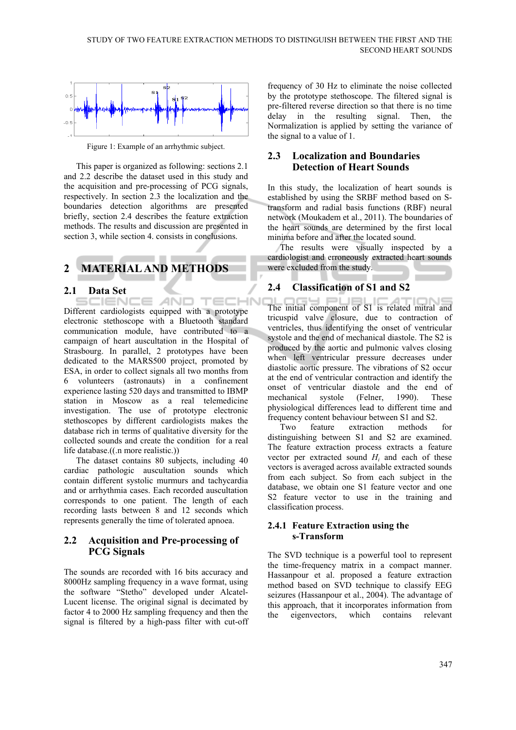Figure 1: Example of an arrhythmic subject.

This paper is organized as following: sections 2.1 and 2.2 describe the dataset used in this study and the acquisition and pre-processing of PCG signals, respectively. In section 2.3 the localization and the boundaries detection algorithms are presented briefly, section 2.4 describes the feature extraction methods. The results and discussion are presented in section 3, while section 4. consists in conclusions.

## 2 MATERIAL AND METHODS

### 2.1 Data Set

Different cardiologists equipped with a prototype electronic stethoscope with a Bluetooth standard communication module, have contributed to a campaign of heart auscultation in the Hospital of Strasbourg. In parallel, 2 prototypes have been dedicated to the MARS500 project, promoted by ESA, in order to collect signals all two months from 6 volunteers (astronauts) in a confinement experience lasting 520 days and transmitted to IBMP station in Moscow as a real telemedicine investigation. The use of prototype electronic stethoscopes by different cardiologists makes the database rich in terms of qualitative diversity for the collected sounds and create the condition for a real life database.((.n more realistic.))

The dataset contains 80 subjects, including 40 cardiac pathologic auscultation sounds which contain different systolic murmurs and tachycardia and or arrhythmia cases. Each recorded auscultation corresponds to one patient. The length of each recording lasts between 8 and 12 seconds which represents generally the time of tolerated apnoea.

### 2.2 Acquisition and Pre-processing of PCG Signals

The sounds are recorded with 16 bits accuracy and 8000Hz sampling frequency in a wave format, using the software "Stetho" developed under Alcatel-Lucent license. The original signal is decimated by factor 4 to 2000 Hz sampling frequency and then the signal is filtered by a high-pass filter with cut-off frequency of 30 Hz to eliminate the noise collected by the prototype stethoscope. The filtered signal is pre-filtered reverse direction so that there is no time delay in the resulting signal. Then, the Normalization is applied by setting the variance of the signal to a value of 1.

### 2.3 Localization and Boundaries Detection of Heart Sounds

In this study, the localization of heart sounds is established by using the SRBF method based on S-transform and radial basis functions (RBF) neural network (Moukadem et al., 2011). The boundaries of the heart sounds are determined by the first local minima before and after the located sound.

The results were visually inspected by a cardiologist and erroneously extracted heart sounds were excluded from the study.

### 2.4 Classification of S1 and S2

The initial component of S1 is related mitral and tricuspid valve closure, due to contraction of ventricles, thus identifying the onset of ventricular systole and the end of mechanical diastole. The S2 is produced by the aortic and pulmonic valves closing when left ventricular pressure decreases under diastolic aortic pressure. The vibrations of S2 occur at the end of ventricular contraction and identify the onset of ventricular diastole and the end of mechanical systole (Felner, 1990). These physiological differences lead to different time and frequency content behaviour between S1 and S2.

Two feature extraction methods for distinguishing between S1 and S2 are examined. The feature extraction process extracts a feature vector per extracted sound $H_i$ and each of these vectors is averaged across available extracted sounds from each subject. So from each subject in the database, we obtain one S1 feature vector and one S2 feature vector to use in the training and classification process.

#### 2.4.1 Feature Extraction using the s-Transform

The SVD technique is a powerful tool to represent the time-frequency matrix in a compact manner. Hassanpour et al. proposed a feature extraction method based on SVD technique to classify EEG seizures (Hassanpour et al., 2004). The advantage of this approach, that it incorporates information from the eigenvectors, which contains relevant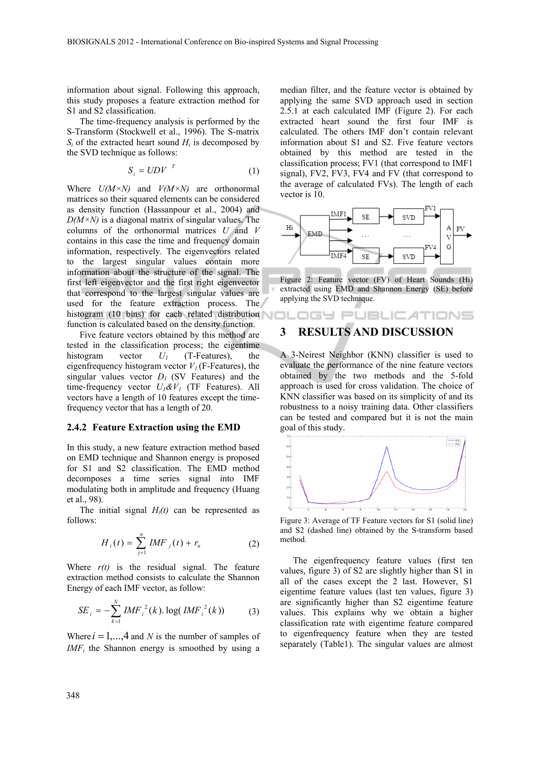information about signal. Following this approach, this study proposes a feature extraction method for S1 and S2 classification.

The time-frequency analysis is performed by the S-Transform (Stockwell et al., 1996). The S-matrix $S_i$ of the extracted heart sound $H_i$ is decomposed by the SVD technique as follows:

$$S_i = UDV^T \tag{1}$$

Where $U(M\times N)$ and $V(M\times N)$ are orthonormal matrices so their squared elements can be considered as density function (Hassanpour et al., 2004) and $D(M\times N)$ is a diagonal matrix of singular values. The columns of the orthonormal matrices $U$ and $V$ contains in this case the time and frequency domain information, respectively. The eigenvectors related to the largest singular values contain more information about the structure of the signal. The first left eigenvector and the first right eigenvector that correspond to the largest singular values are used for the feature extraction process. The histogram (10 bins) for each related distribution function is calculated based on the density function.

Five feature vectors obtained by this method are tested in the classification process; the eigentime histogram vector $U_1$ (T-Features), the eigenfrequency histogram vector $V_1$ (F-Features), the singular values vector $D_1$ (SV Features) and the time-frequency vector $U_1\&V_1$ (TF Features). All vectors have a length of 10 features except the time-frequency vector that has a length of 20.

### 2.4.2 Feature Extraction using the EMD

In this study, a new feature extraction method based on EMD technique and Shannon energy is proposed for S1 and S2 classification. The EMD method decomposes a time series signal into IMF modulating both in amplitude and frequency (Huang et al., 98).

The initial signal $H_i(t)$ can be represented as follows:

$$H_i(t) = \sum_{j=1}^{n} IMF_j(t) + r_n \tag{2}$$

Where $r(t)$ is the residual signal. The feature extraction method consists to calculate the Shannon Energy of each IMF vector, as follow:

$$SE_i = -\sum_{k=1}^{N} IMF_i^{\,2}(k).\log(IMF_i^{\,2}(k)) \tag{3}$$

Where $i = 1,\ldots,4$ and $N$ is the number of samples of $IMF_i$ the Shannon energy is smoothed by using a median filter, and the feature vector is obtained by applying the same SVD approach used in section 2.5.1 at each calculated IMF (Figure 2). For each extracted heart sound the first four IMF is calculated. The others IMF don't contain relevant information about S1 and S2. Five feature vectors obtained by this method are tested in the classification process; FV1 (that correspond to IMF1 signal), FV2, FV3, FV4 and FV (that correspond to the average of calculated FVs). The length of each vector is 10.

Figure 2: Feature vector (FV) of Heart Sounds (Hi) extracted using EMD and Shannon Energy (SE) before applying the SVD technique.

## 3 RESULTS AND DISCUSSION

A 3-Neirest Neighbor (KNN) classifier is used to evaluate the performance of the nine feature vectors obtained by the two methods and the 5-fold approach is used for cross validation. The choice of KNN classifier was based on its simplicity of and its robustness to a noisy training data. Other classifiers can be tested and compared but it is not the main goal of this study.

Figure 3: Average of TF Feature vectors for S1 (solid line) and S2 (dashed line) obtained by the S-transform based method.

The eigenfrequency feature values (first ten values, figure 3) of S2 are slightly higher than S1 in all of the cases except the 2 last. However, S1 eigentime feature values (last ten values, figure 3) are significantly higher than S2 eigentime feature values. This explains why we obtain a higher classification rate with eigentime feature compared to eigenfrequency feature when they are tested separately (Table1). The singular values are almost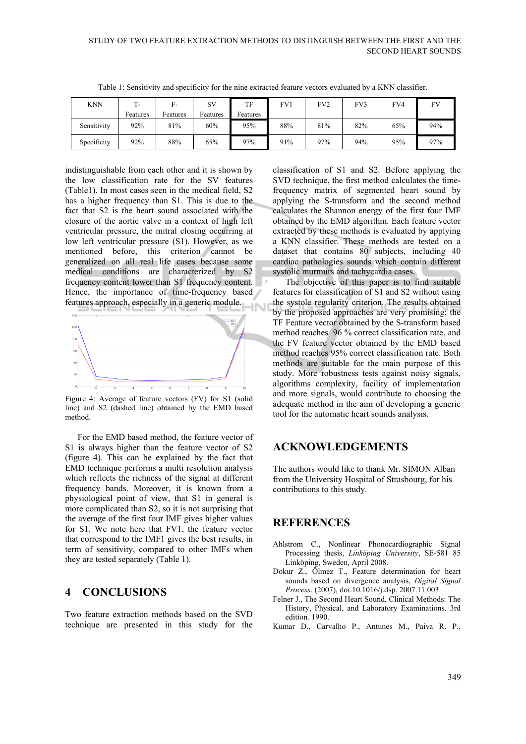Table 1: Sensitivity and specificity for the nine extracted feature vectors evaluated by a KNN classifier.

| KNN | T-Features | F-Features | SV Features | TF Features | FV1 | FV2 | FV3 | FV4 | FV |
|---|---|---|---|---|---|---|---|---|---|
| Sensitivity | 92% | 81% | 60% | 95% | 88% | 81% | 82% | 65% | 94% |
| Specificity | 92% | 88% | 65% | 97% | 91% | 97% | 94% | 95% | 97% |

indistinguishable from each other and it is shown by the low classification rate for the SV features (Table1). In most cases seen in the medical field, S2 has a higher frequency than S1. This is due to the fact that S2 is the heart sound associated with the closure of the aortic valve in a context of high left ventricular pressure, the mitral closing occurring at low left ventricular pressure (S1). However, as we mentioned before, this criterion cannot be generalized on all real life cases because some medical conditions are characterized by S2 frequency content lower than S1 frequency content. Hence, the importance of time-frequency based features approach, especially in a generic module.

Figure 4: Average of feature vectors (FV) for S1 (solid line) and S2 (dashed line) obtained by the EMD based method.

For the EMD based method, the feature vector of S1 is always higher than the feature vector of S2 (figure 4). This can be explained by the fact that EMD technique performs a multi resolution analysis which reflects the richness of the signal at different frequency bands. Moreover, it is known from a physiological point of view, that S1 in general is more complicated than S2, so it is not surprising that the average of the first four IMF gives higher values for S1. We note here that FV1, the feature vector that correspond to the IMF1 gives the best results, in term of sensitivity, compared to other IMFs when they are tested separately (Table 1).

## 4 CONCLUSIONS

Two feature extraction methods based on the SVD technique are presented in this study for the classification of S1 and S2. Before applying the SVD technique, the first method calculates the time-frequency matrix of segmented heart sound by applying the S-transform and the second method calculates the Shannon energy of the first four IMF obtained by the EMD algorithm. Each feature vector extracted by these methods is evaluated by applying a KNN classifier. These methods are tested on a dataset that contains 80 subjects, including 40 cardiac pathologies sounds which contain different systolic murmurs and tachycardia cases.

The objective of this paper is to find suitable features for classification of S1 and S2 without using the systole regularity criterion. The results obtained by the proposed approaches are very promising; the TF Feature vector obtained by the S-transform based method reaches 96 % correct classification rate, and the FV feature vector obtained by the EMD based method reaches 95% correct classification rate. Both methods are suitable for the main purpose of this study. More robustness tests against noisy signals, algorithms complexity, facility of implementation and more signals, would contribute to choosing the adequate method in the aim of developing a generic tool for the automatic heart sounds analysis.

## ACKNOWLEDGEMENTS

The authors would like to thank Mr. SIMON Alban from the University Hospital of Strasbourg, for his contributions to this study.

## REFERENCES

Ahlstrom C., Nonlinear Phonocardiographic Signal Processing thesis, *Linköping University*, SE-581 85 Linköping, Sweden, April 2008.

Dokur Z., Ölmez T., Feature determination for heart sounds based on divergence analysis, *Digital Signal Process*. (2007), doi:10.1016/j.dsp. 2007.11.003.

Felner J., The Second Heart Sound, Clinical Methods: The History, Physical, and Laboratory Examinations. 3rd edition. 1990.

Kumar D., Carvalho P., Antunes M., Paiva R. P.,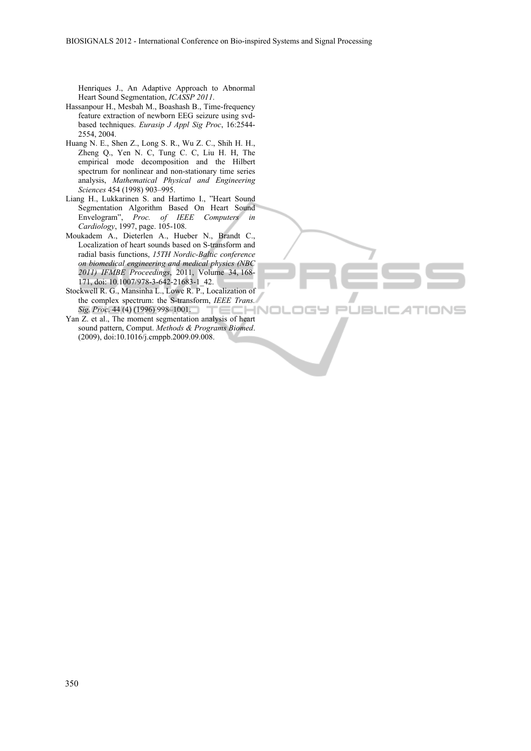Henriques J., An Adaptive Approach to Abnormal Heart Sound Segmentation, *ICASSP 2011*.

Hassanpour H., Mesbah M., Boashash B., Time-frequency feature extraction of newborn EEG seizure using svd-based techniques. *Eurasip J Appl Sig Proc*, 16:2544-2554, 2004.

Huang N. E., Shen Z., Long S. R., Wu Z. C., Shih H. H., Zheng Q., Yen N. C, Tung C. C, Liu H. H, The empirical mode decomposition and the Hilbert spectrum for nonlinear and non-stationary time series analysis, *Mathematical Physical and Engineering Sciences* 454 (1998) 903–995.

Liang H., Lukkarinen S. and Hartimo I., "Heart Sound Segmentation Algorithm Based On Heart Sound Envelogram", *Proc. of IEEE Computers in Cardiology*, 1997, page. 105-108.

Moukadem A., Dieterlen A., Hueber N., Brandt C., Localization of heart sounds based on S-transform and radial basis functions, *15TH Nordic-Baltic conference on biomedical engineering and medical physics (NBC 2011) IFMBE Proceedings*, 2011, Volume 34, 168-171, doi: 10.1007/978-3-642-21683-1_42.

Stockwell R. G., Mansinha L., Lowe R. P., Localization of the complex spectrum: the S-transform, *IEEE Trans. Sig. Proc*. 44 (4) (1996) 998–1001.

Yan Z. et al., The moment segmentation analysis of heart sound pattern, Comput. *Methods & Programs Biomed*. (2009), doi:10.1016/j.cmppb.2009.09.008.